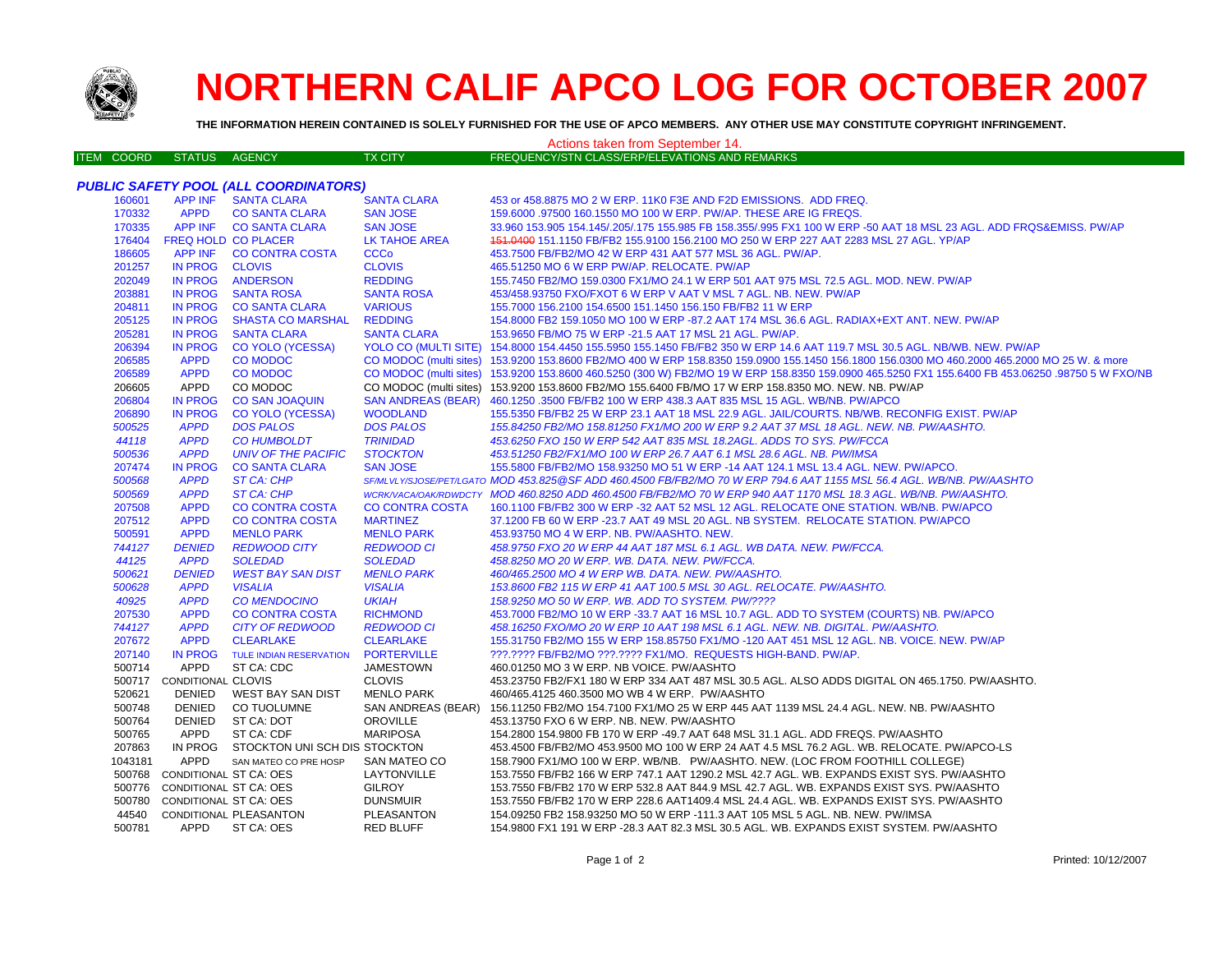# NORTHERN CALIF APCO LOG FOR OCTOBER 2007

**THE INFORMATION HEREIN CONTAINED IS SOLELY FURNISHED FOR THE USE OF APCO MEMBERS. ANY OTHER USE MAY CONSTITUTE COPYRIGHT INFRINGEMENT.**

Actions taken from September 14.

### *PUBLIC SAFETY POOL (ALL COORDINATORS)*

| ITEM COORD | STATUS | AGENCY | TX CITY | FREQUENCY/STN CLASS/ERP/ELEVATIONS AND REMARKS |
|---|---|---|---|---|
| 160601 | APP INF | SANTA CLARA | SANTA CLARA | 453 or 458.8875 MO 2 W ERP. 11K0 F3E AND F2D EMISSIONS. ADD FREQ. |
| 170332 | APPD | CO SANTA CLARA | SAN JOSE | 159.6000 .97500 160.1550 MO 100 W ERP. PW/AP. THESE ARE IG FREQS. |
| 170335 | APP INF | CO SANTA CLARA | SAN JOSE | 33.960 153.905 154.145/.205/.175 155.985 FB 158.355/.995 FX1 100 W ERP -50 AAT 18 MSL 23 AGL. ADD FRQS&EMISS. PW/AP |
| 176404 | FREQ HOLD | CO PLACER | LK TAHOE AREA | ~~151.0400~~ 151.1150 FB/FB2 155.9100 156.2100 MO 250 W ERP 227 AAT 2283 MSL 27 AGL. YP/AP |
| 186605 | APP INF | CO CONTRA COSTA | CCCo | 453.7500 FB/FB2/MO 42 W ERP 431 AAT 577 MSL 36 AGL. PW/AP. |
| 201257 | IN PROG | CLOVIS | CLOVIS | 465.51250 MO 6 W ERP PW/AP. RELOCATE. PW/AP |
| 202049 | IN PROG | ANDERSON | REDDING | 155.7450 FB2/MO 159.0300 FX1/MO 24.1 W ERP 501 AAT 975 MSL 72.5 AGL. MOD. NEW. PW/AP |
| 203881 | IN PROG | SANTA ROSA | SANTA ROSA | 453/458.93750 FXO/FXOT 6 W ERP V AAT V MSL 7 AGL. NB. NEW. PW/AP |
| 204811 | IN PROG | CO SANTA CLARA | VARIOUS | 155.7000 156.2100 151.1450 156.150 FB/FB2 11 W ERP |
| 205125 | IN PROG | SHASTA CO MARSHAL | REDDING | 154.8000 FB2 159.1050 MO 100 W ERP -87.2 AAT 174 MSL 36.6 AGL. RADIAX+EXT ANT. NEW. PW/AP |
| 205281 | IN PROG | SANTA CLARA | SANTA CLARA | 153.9650 FB/MO 75 W ERP -21.5 AAT 17 MSL 21 AGL. PW/AP. |
| 206394 | IN PROG | CO YOLO (YCESSA) | YOLO CO (MULTI SITE) | 154.8000 154.4450 155.5950 155.1450 FB/FB2 350 W ERP 14.6 AAT 119.7 MSL 30.5 AGL. NB/WB. NEW. PW/AP |
| 206585 | APPD | CO MODOC | CO MODOC (multi sites) | 153.9200 153.8600 FB2/MO 400 W ERP 158.8350 159.0900 155.1450 156.1800 156.0300 MO 460.2000 465.2000 MO 25 W. & more |
| 206589 | APPD | CO MODOC | CO MODOC (multi sites) | 153.9200 153.8600 460.5250 (300 W) FB2/MO 19 W ERP 158.8350 159.0900 465.5250 FX1 155.6400 FB 453.06250 .98750 5 W FXO/NB |
| 206605 | APPD | CO MODOC | CO MODOC (multi sites) | 153.9200 153.8600 FB2/MO 155.6400 FB/MO 17 W ERP 158.8350 MO. NEW. NB. PW/AP |
| 206804 | IN PROG | CO SAN JOAQUIN | SAN ANDREAS (BEAR) | 460.1250 .3500 FB/FB2 100 W ERP 438.3 AAT 835 MSL 15 AGL. WB/NB. PW/APCO |
| 206890 | IN PROG | CO YOLO (YCESSA) | WOODLAND | 155.5350 FB/FB2 25 W ERP 23.1 AAT 18 MSL 22.9 AGL. JAIL/COURTS. NB/WB. RECONFIG EXIST. PW/AP |
| *500525* | *APPD* | *DOS PALOS* | *DOS PALOS* | *155.84250 FB2/MO 158.81250 FX1/MO 200 W ERP 9.2 AAT 37 MSL 18 AGL. NEW. NB. PW/AASHTO.* |
| *44118* | *APPD* | *CO HUMBOLDT* | *TRINIDAD* | *453.6250 FXO 150 W ERP 542 AAT 835 MSL 18.2AGL. ADDS TO SYS. PW/FCCA* |
| *500536* | *APPD* | *UNIV OF THE PACIFIC* | *STOCKTON* | *453.51250 FB2/FX1/MO 100 W ERP 26.7 AAT 6.1 MSL 28.6 AGL. NB. PW/IMSA* |
| 207474 | IN PROG | CO SANTA CLARA | SAN JOSE | 155.5800 FB/FB2/MO 158.93250 MO 51 W ERP -14 AAT 124.1 MSL 13.4 AGL. NEW. PW/APCO. |
| *500568* | *APPD* | *ST CA: CHP* | *SF/MLVLY/SJOSE/PET/LGATO* | *MOD 453.825@SF ADD 460.4500 FB/FB2/MO 70 W ERP 794.6 AAT 1155 MSL 56.4 AGL. WB/NB. PW/AASHTO* |
| *500569* | *APPD* | *ST CA: CHP* | *WCRK/VACA/OAK/RDWDCTY* | *MOD 460.8250 ADD 460.4500 FB/FB2/MO 70 W ERP 940 AAT 1170 MSL 18.3 AGL. WB/NB. PW/AASHTO.* |
| 207508 | APPD | CO CONTRA COSTA | CO CONTRA COSTA | 160.1100 FB/FB2 300 W ERP -32 AAT 52 MSL 12 AGL. RELOCATE ONE STATION. WB/NB. PW/APCO |
| 207512 | APPD | CO CONTRA COSTA | MARTINEZ | 37.1200 FB 60 W ERP -23.7 AAT 49 MSL 20 AGL. NB SYSTEM. RELOCATE STATION. PW/APCO |
| 500591 | APPD | MENLO PARK | MENLO PARK | 453.93750 MO 4 W ERP. NB. PW/AASHTO. NEW. |
| *744127* | *DENIED* | *REDWOOD CITY* | *REDWOOD CI* | *458.9750 FXO 20 W ERP 44 AAT 187 MSL 6.1 AGL. WB DATA. NEW. PW/FCCA.* |
| *44125* | *APPD* | *SOLEDAD* | *SOLEDAD* | *458.8250 MO 20 W ERP. WB. DATA. NEW. PW/FCCA.* |
| *500621* | *DENIED* | *WEST BAY SAN DIST* | *MENLO PARK* | *460/465.2500 MO 4 W ERP WB. DATA. NEW. PW/AASHTO.* |
| *500628* | *APPD* | *VISALIA* | *VISALIA* | *153.8600 FB2 115 W ERP 41 AAT 100.5 MSL 30 AGL. RELOCATE. PW/AASHTO.* |
| *40925* | *APPD* | *CO MENDOCINO* | *UKIAH* | *158.9250 MO 50 W ERP. WB. ADD TO SYSTEM. PW/????* |
| 207530 | APPD | CO CONTRA COSTA | RICHMOND | 453.7000 FB2/MO 10 W ERP -33.7 AAT 16 MSL 10.7 AGL. ADD TO SYSTEM (COURTS) NB. PW/APCO |
| *744127* | *APPD* | *CITY OF REDWOOD* | *REDWOOD CI* | *458.16250 FXO/MO 20 W ERP 10 AAT 198 MSL 6.1 AGL. NEW. NB. DIGITAL. PW/AASHTO.* |
| 207672 | APPD | CLEARLAKE | CLEARLAKE | 155.31750 FB2/MO 155 W ERP 158.85750 FX1/MO -120 AAT 451 MSL 12 AGL. NB. VOICE. NEW. PW/AP |
| 207140 | IN PROG | TULE INDIAN RESERVATION | PORTERVILLE | ???.???? FB/FB2/MO ???.???? FX1/MO. REQUESTS HIGH-BAND. PW/AP. |
| 500714 | APPD | ST CA: CDC | JAMESTOWN | 460.01250 MO 3 W ERP. NB VOICE. PW/AASHTO |
| 500717 | CONDITIONAL | CLOVIS | CLOVIS | 453.23750 FB2/FX1 180 W ERP 334 AAT 487 MSL 30.5 AGL. ALSO ADDS DIGITAL ON 465.1750. PW/AASHTO. |
| 520621 | DENIED | WEST BAY SAN DIST | MENLO PARK | 460/465.4125 460.3500 MO WB 4 W ERP. PW/AASHTO |
| 500748 | DENIED | CO TUOLUMNE | SAN ANDREAS (BEAR) | 156.11250 FB2/MO 154.7100 FX1/MO 25 W ERP 445 AAT 1139 MSL 24.4 AGL. NEW. NB. PW/AASHTO |
| 500764 | DENIED | ST CA: DOT | OROVILLE | 453.13750 FXO 6 W ERP. NB. NEW. PW/AASHTO |
| 500765 | APPD | ST CA: CDF | MARIPOSA | 154.2800 154.9800 FB 170 W ERP -49.7 AAT 648 MSL 31.1 AGL. ADD FREQS. PW/AASHTO |
| 207863 | IN PROG | STOCKTON UNI SCH DIS | STOCKTON | 453.4500 FB/FB2/MO 453.9500 MO 100 W ERP 24 AAT 4.5 MSL 76.2 AGL. WB. RELOCATE. PW/APCO-LS |
| 1043181 | APPD | SAN MATEO CO PRE HOSP | SAN MATEO CO | 158.7900 FX1/MO 100 W ERP. WB/NB. PW/AASHTO. NEW. (LOC FROM FOOTHILL COLLEGE) |
| 500768 | CONDITIONAL | ST CA: OES | LAYTONVILLE | 153.7550 FB/FB2 166 W ERP 747.1 AAT 1290.2 MSL 42.7 AGL. WB. EXPANDS EXIST SYS. PW/AASHTO |
| 500776 | CONDITIONAL | ST CA: OES | GILROY | 153.7550 FB/FB2 170 W ERP 532.8 AAT 844.9 MSL 42.7 AGL. WB. EXPANDS EXIST SYS. PW/AASHTO |
| 500780 | CONDITIONAL | ST CA: OES | DUNSMUIR | 153.7550 FB/FB2 170 W ERP 228.6 AAT1409.4 MSL 24.4 AGL. WB. EXPANDS EXIST SYS. PW/AASHTO |
| 44540 | CONDITIONAL | PLEASANTON | PLEASANTON | 154.09250 FB2 158.93250 MO 50 W ERP -111.3 AAT 105 MSL 5 AGL. NB. NEW. PW/IMSA |
| 500781 | APPD | ST CA: OES | RED BLUFF | 154.9800 FX1 191 W ERP -28.3 AAT 82.3 MSL 30.5 AGL. WB. EXPANDS EXIST SYSTEM. PW/AASHTO |

Printed: 10/12/2007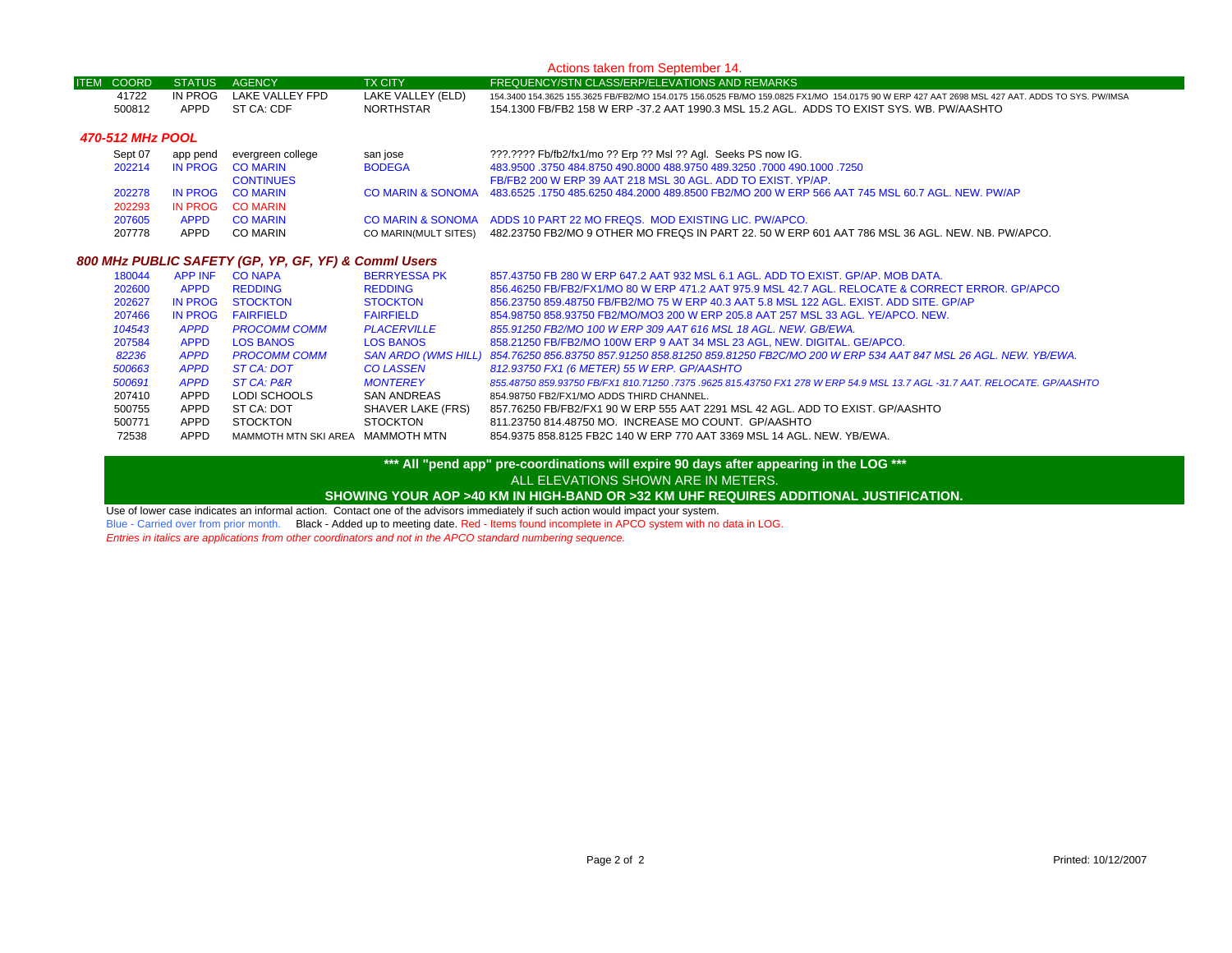Actions taken from September 14.

| ITEM | COORD | STATUS | AGENCY | TX CITY | FREQUENCY/STN CLASS/ERP/ELEVATIONS AND REMARKS |
|---|---|---|---|---|---|
| | 41722 | IN PROG | LAKE VALLEY FPD | LAKE VALLEY (ELD) | 154.3400 154.3625 155.3625 FB/FB2/MO 154.0175 156.0525 FB/MO 159.0825 FX1/MO 154.0175 90 W ERP 427 AAT 2698 MSL 427 AAT. ADDS TO SYS. PW/IMSA |
| | 500812 | APPD | ST CA: CDF | NORTHSTAR | 154.1300 FB/FB2 158 W ERP -37.2 AAT 1990.3 MSL 15.2 AGL. ADDS TO EXIST SYS. WB. PW/AASHTO |

### *470-512 MHz POOL*

| ITEM | COORD | STATUS | AGENCY | TX CITY | FREQUENCY/STN CLASS/ERP/ELEVATIONS AND REMARKS |
|---|---|---|---|---|---|
| | Sept 07 | app pend | evergreen college | san jose | ???.???? Fb/fb2/fx1/mo ?? Erp ?? Msl ?? Agl. Seeks PS now IG. |
| | 202214 | IN PROG | CO MARIN | BODEGA | 483.9500 .3750 484.8750 490.8000 488.9750 489.3250 .7000 490.1000 .7250 |
| | | | CONTINUES | | FB/FB2 200 W ERP 39 AAT 218 MSL 30 AGL. ADD TO EXIST. YP/AP. |
| | 202278 | IN PROG | CO MARIN | CO MARIN & SONOMA | 483.6525 .1750 485.6250 484.2000 489.8500 FB2/MO 200 W ERP 566 AAT 745 MSL 60.7 AGL. NEW. PW/AP |
| | 202293 | IN PROG | CO MARIN | | |
| | 207605 | APPD | CO MARIN | CO MARIN & SONOMA | ADDS 10 PART 22 MO FREQS. MOD EXISTING LIC. PW/APCO. |
| | 207778 | APPD | CO MARIN | CO MARIN(MULT SITES) | 482.23750 FB2/MO 9 OTHER MO FREQS IN PART 22. 50 W ERP 601 AAT 786 MSL 36 AGL. NEW. NB. PW/APCO. |

### *800 MHz PUBLIC SAFETY (GP, YP, GF, YF) & Comml Users*

| ITEM | COORD | STATUS | AGENCY | TX CITY | FREQUENCY/STN CLASS/ERP/ELEVATIONS AND REMARKS |
|---|---|---|---|---|---|
| | 180044 | APP INF | CO NAPA | BERRYESSA PK | 857.43750 FB 280 W ERP 647.2 AAT 932 MSL 6.1 AGL. ADD TO EXIST. GP/AP. MOB DATA. |
| | 202600 | APPD | REDDING | REDDING | 856.46250 FB/FB2/FX1/MO 80 W ERP 471.2 AAT 975.9 MSL 42.7 AGL. RELOCATE & CORRECT ERROR. GP/APCO |
| | 202627 | IN PROG | STOCKTON | STOCKTON | 856.23750 859.48750 FB/FB2/MO 75 W ERP 40.3 AAT 5.8 MSL 122 AGL. EXIST. ADD SITE. GP/AP |
| | 207466 | IN PROG | FAIRFIELD | FAIRFIELD | 854.98750 858.93750 FB2/MO/MO3 200 W ERP 205.8 AAT 257 MSL 33 AGL. YE/APCO. NEW. |
| | *104543* | *APPD* | *PROCOMM COMM* | *PLACERVILLE* | *855.91250 FB2/MO 100 W ERP 309 AAT 616 MSL 18 AGL. NEW. GB/EWA.* |
| | 207584 | APPD | LOS BANOS | LOS BANOS | 858.21250 FB/FB2/MO 100W ERP 9 AAT 34 MSL 23 AGL, NEW. DIGITAL. GE/APCO. |
| | *82236* | *APPD* | *PROCOMM COMM* | *SAN ARDO (WMS HILL)* | *854.76250 856.83750 857.91250 858.81250 859.81250 FB2C/MO 200 W ERP 534 AAT 847 MSL 26 AGL. NEW. YB/EWA.* |
| | *500663* | *APPD* | *ST CA: DOT* | *CO LASSEN* | *812.93750 FX1 (6 METER) 55 W ERP. GP/AASHTO* |
| | *500691* | *APPD* | *ST CA: P&R* | *MONTEREY* | *855.48750 859.93750 FB/FX1 810.71250 .7375 .9625 815.43750 FX1 278 W ERP 54.9 MSL 13.7 AGL -31.7 AAT. RELOCATE. GP/AASHTO* |
| | 207410 | APPD | LODI SCHOOLS | SAN ANDREAS | 854.98750 FB2/FX1/MO ADDS THIRD CHANNEL. |
| | 500755 | APPD | ST CA: DOT | SHAVER LAKE (FRS) | 857.76250 FB/FB2/FX1 90 W ERP 555 AAT 2291 MSL 42 AGL. ADD TO EXIST. GP/AASHTO |
| | 500771 | APPD | STOCKTON | STOCKTON | 811.23750 814.48750 MO. INCREASE MO COUNT. GP/AASHTO |
| | 72538 | APPD | MAMMOTH MTN SKI AREA | MAMMOTH MTN | 854.9375 858.8125 FB2C 140 W ERP 770 AAT 3369 MSL 14 AGL. NEW. YB/EWA. |

**\*\*\* All "pend app" pre-coordinations will expire 90 days after appearing in the LOG \*\*\***

ALL ELEVATIONS SHOWN ARE IN METERS.

**SHOWING YOUR AOP >40 KM IN HIGH-BAND OR >32 KM UHF REQUIRES ADDITIONAL JUSTIFICATION.**

Use of lower case indicates an informal action. Contact one of the advisors immediately if such action would impact your system.

Blue - Carried over from prior month. Black - Added up to meeting date. Red - Items found incomplete in APCO system with no data in LOG.

*Entries in italics are applications from other coordinators and not in the APCO standard numbering sequence.*

Printed: 10/12/2007